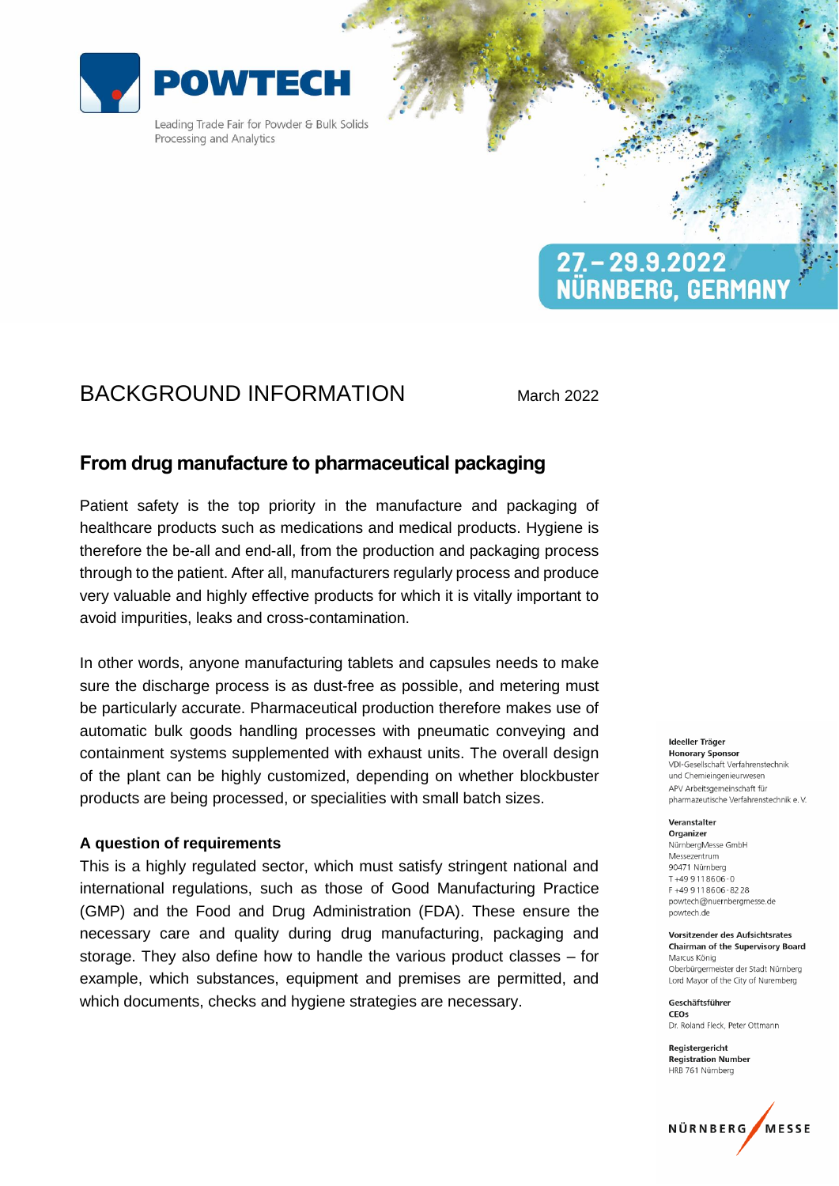# POWTECH

Leading Trade Fair for Powder & Bulk Solids Processing and Analytics

27.–29.9.2022
NÜRNBERG, GERMANY

BACKGROUND INFORMATION

March 2022

## From drug manufacture to pharmaceutical packaging

Patient safety is the top priority in the manufacture and packaging of healthcare products such as medications and medical products. Hygiene is therefore the be-all and end-all, from the production and packaging process through to the patient. After all, manufacturers regularly process and produce very valuable and highly effective products for which it is vitally important to avoid impurities, leaks and cross-contamination.

In other words, anyone manufacturing tablets and capsules needs to make sure the discharge process is as dust-free as possible, and metering must be particularly accurate. Pharmaceutical production therefore makes use of automatic bulk goods handling processes with pneumatic conveying and containment systems supplemented with exhaust units. The overall design of the plant can be highly customized, depending on whether blockbuster products are being processed, or specialities with small batch sizes.

### A question of requirements

This is a highly regulated sector, which must satisfy stringent national and international regulations, such as those of Good Manufacturing Practice (GMP) and the Food and Drug Administration (FDA). These ensure the necessary care and quality during drug manufacturing, packaging and storage. They also define how to handle the various product classes – for example, which substances, equipment and premises are permitted, and which documents, checks and hygiene strategies are necessary.

**Ideeller Träger**
**Honorary Sponsor**
VDI-Gesellschaft Verfahrenstechnik und Chemieingenieurwesen
APV Arbeitsgemeinschaft für pharmazeutische Verfahrenstechnik e. V.

**Veranstalter**
**Organizer**
NürnbergMesse GmbH
Messezentrum
90471 Nürnberg
T +49 9 11 86 06 - 0
F +49 9 11 86 06 - 82 28
powtech@nuernbergmesse.de
powtech.de

**Vorsitzender des Aufsichtsrates**
**Chairman of the Supervisory Board**
Marcus König
Oberbürgermeister der Stadt Nürnberg
Lord Mayor of the City of Nuremberg

**Geschäftsführer**
**CEOs**
Dr. Roland Fleck, Peter Ottmann

**Registergericht**
**Registration Number**
HRB 761 Nürnberg

NÜRNBERG MESSE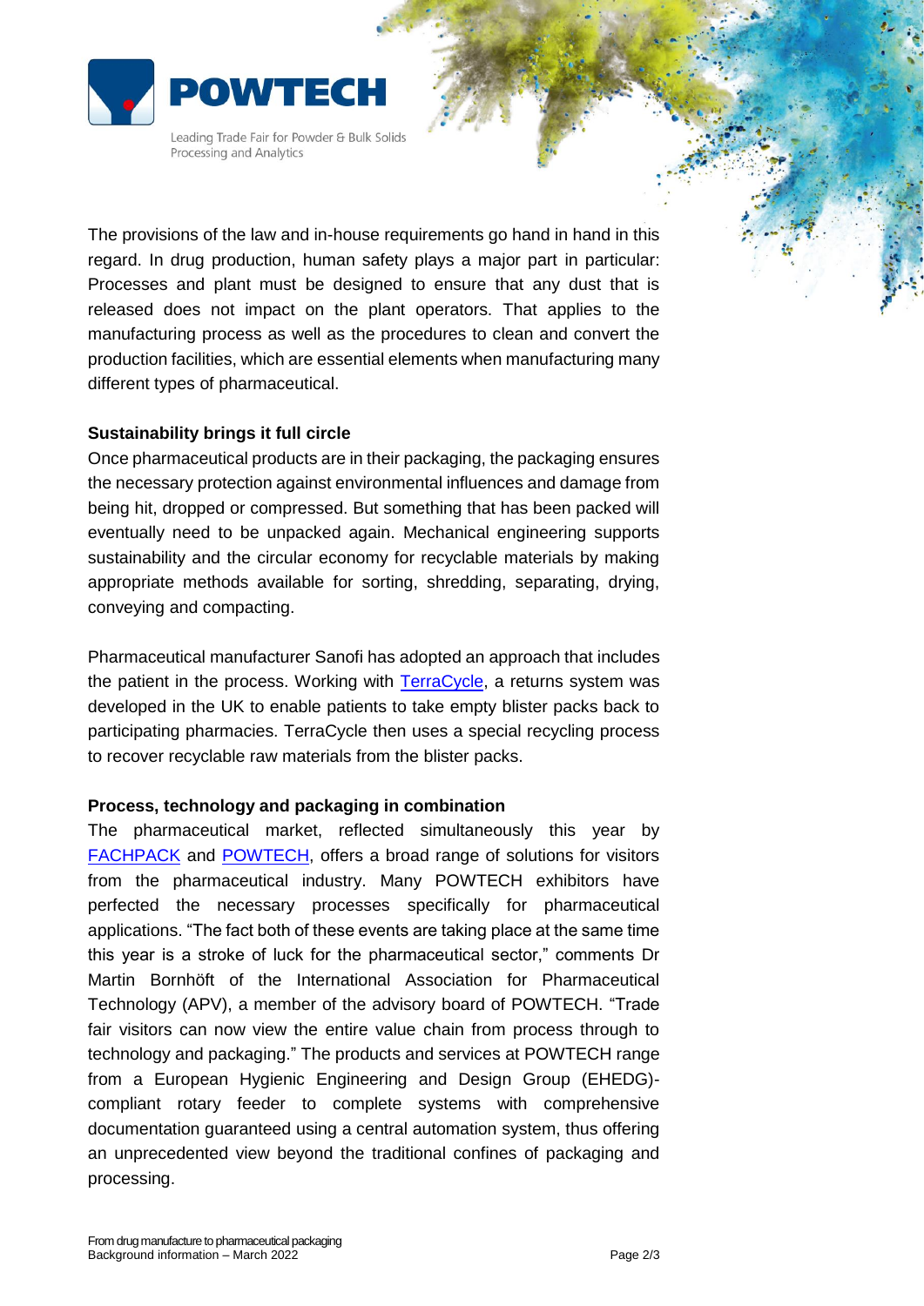The provisions of the law and in-house requirements go hand in hand in this regard. In drug production, human safety plays a major part in particular: Processes and plant must be designed to ensure that any dust that is released does not impact on the plant operators. That applies to the manufacturing process as well as the procedures to clean and convert the production facilities, which are essential elements when manufacturing many different types of pharmaceutical.

**Sustainability brings it full circle**

Once pharmaceutical products are in their packaging, the packaging ensures the necessary protection against environmental influences and damage from being hit, dropped or compressed. But something that has been packed will eventually need to be unpacked again. Mechanical engineering supports sustainability and the circular economy for recyclable materials by making appropriate methods available for sorting, shredding, separating, drying, conveying and compacting.

Pharmaceutical manufacturer Sanofi has adopted an approach that includes the patient in the process. Working with TerraCycle, a returns system was developed in the UK to enable patients to take empty blister packs back to participating pharmacies. TerraCycle then uses a special recycling process to recover recyclable raw materials from the blister packs.

**Process, technology and packaging in combination**

The pharmaceutical market, reflected simultaneously this year by FACHPACK and POWTECH, offers a broad range of solutions for visitors from the pharmaceutical industry. Many POWTECH exhibitors have perfected the necessary processes specifically for pharmaceutical applications. "The fact both of these events are taking place at the same time this year is a stroke of luck for the pharmaceutical sector," comments Dr Martin Bornhöft of the International Association for Pharmaceutical Technology (APV), a member of the advisory board of POWTECH. "Trade fair visitors can now view the entire value chain from process through to technology and packaging." The products and services at POWTECH range from a European Hygienic Engineering and Design Group (EHEDG)-compliant rotary feeder to complete systems with comprehensive documentation guaranteed using a central automation system, thus offering an unprecedented view beyond the traditional confines of packaging and processing.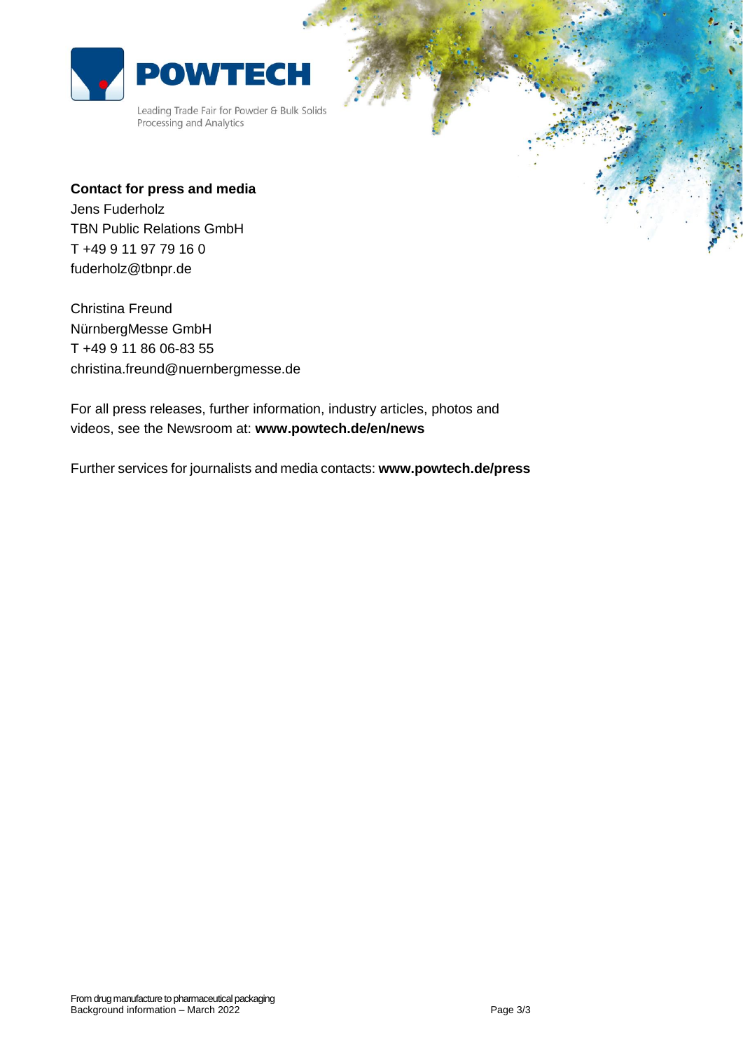**Contact for press and media**
Jens Fuderholz
TBN Public Relations GmbH
T +49 9 11 97 79 16 0
fuderholz@tbnpr.de

Christina Freund
NürnbergMesse GmbH
T +49 9 11 86 06-83 55
christina.freund@nuernbergmesse.de

For all press releases, further information, industry articles, photos and videos, see the Newsroom at: **www.powtech.de/en/news**

Further services for journalists and media contacts: **www.powtech.de/press**